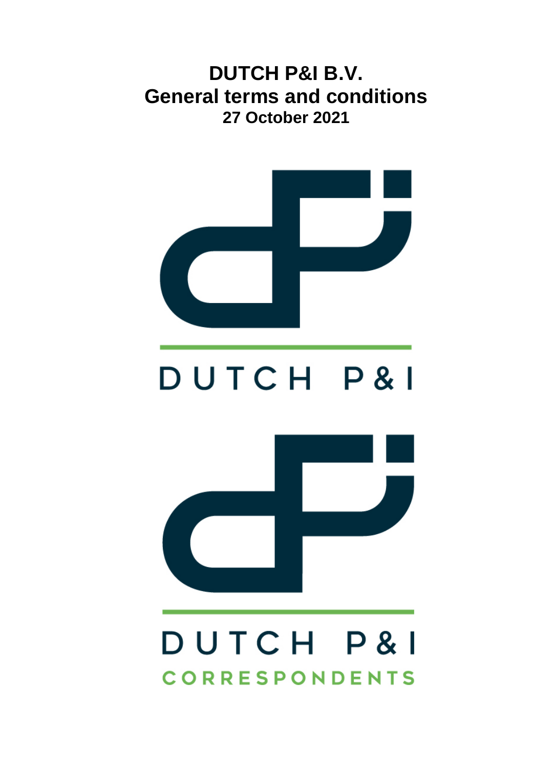# DUTCH P&I B.V.
# General terms and conditions
## 27 October 2021

DUTCH P&I

DUTCH P&I
CORRESPONDENTS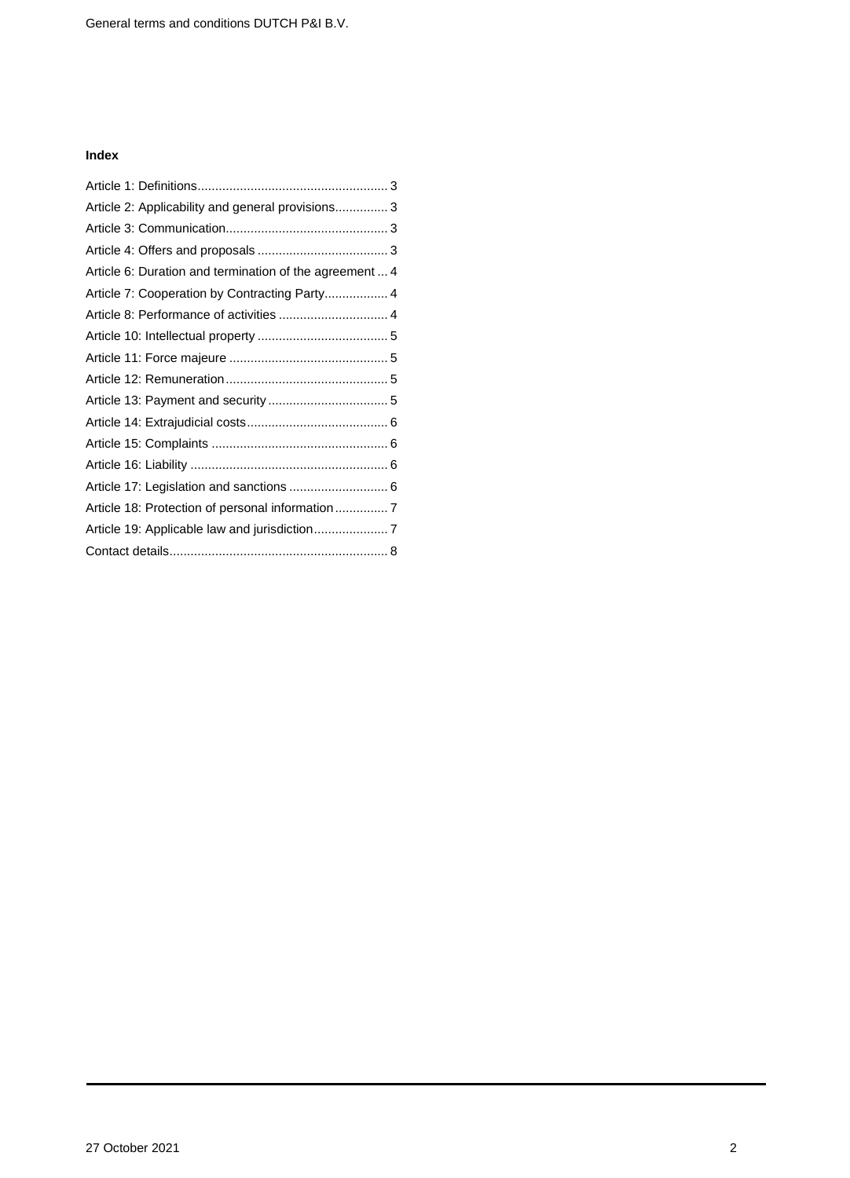**Index**

Article 1: Definitions ..................................................... 3
Article 2: Applicability and general provisions............... 3
Article 3: Communication............................................. 3
Article 4: Offers and proposals ..................................... 3
Article 6: Duration and termination of the agreement ... 4
Article 7: Cooperation by Contracting Party.................. 4
Article 8: Performance of activities ............................... 4
Article 10: Intellectual property ..................................... 5
Article 11: Force majeure ............................................. 5
Article 12: Remuneration.............................................. 5
Article 13: Payment and security .................................. 5
Article 14: Extrajudicial costs........................................ 6
Article 15: Complaints .................................................. 6
Article 16: Liability ........................................................ 6
Article 17: Legislation and sanctions ............................ 6
Article 18: Protection of personal information ............... 7
Article 19: Applicable law and jurisdiction..................... 7
Contact details............................................................. 8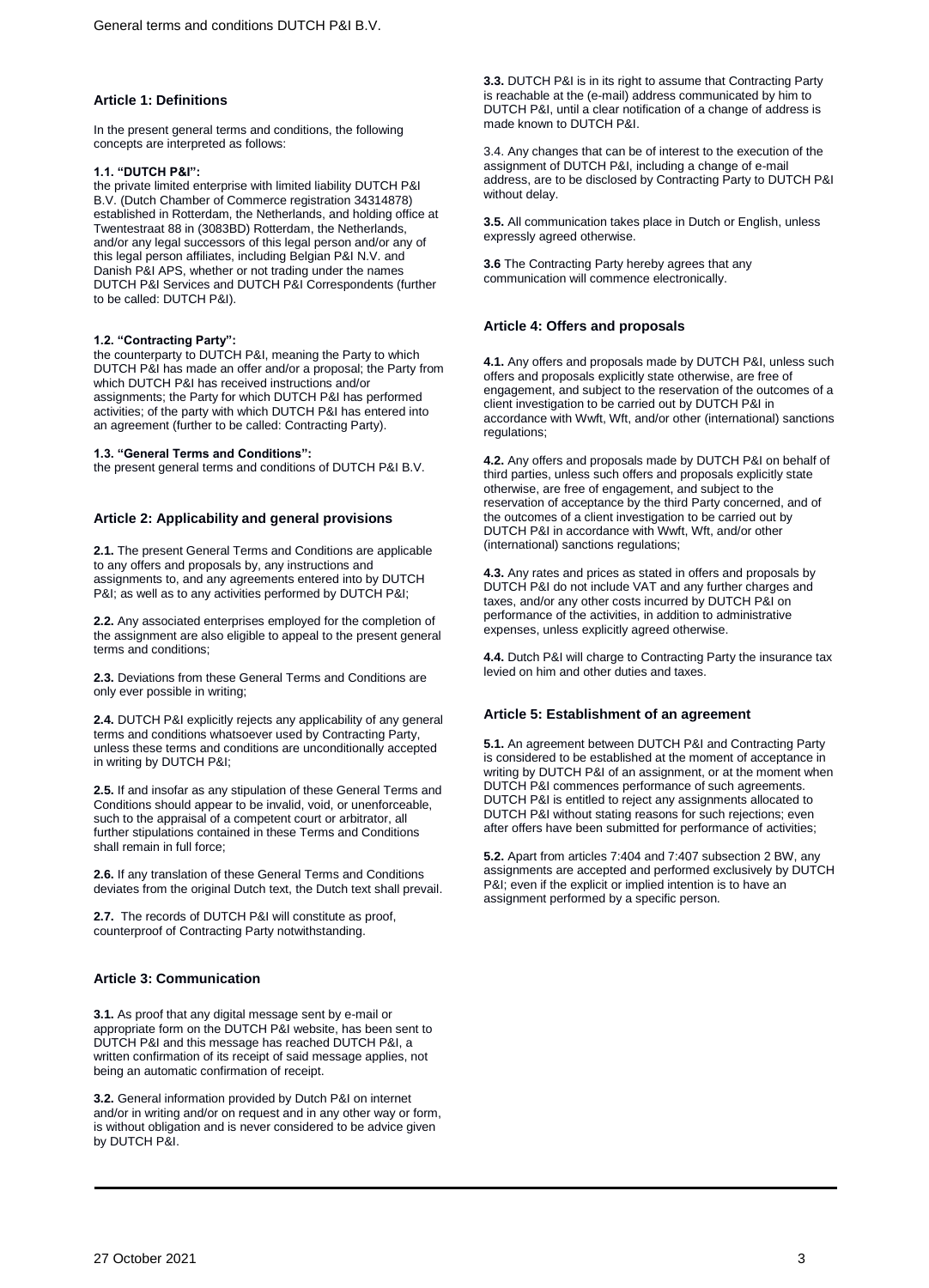## Article 1: Definitions

In the present general terms and conditions, the following concepts are interpreted as follows:

**1.1. "DUTCH P&I":**
the private limited enterprise with limited liability DUTCH P&I B.V. (Dutch Chamber of Commerce registration 34314878) established in Rotterdam, the Netherlands, and holding office at Twentestraat 88 in (3083BD) Rotterdam, the Netherlands, and/or any legal successors of this legal person and/or any of this legal person affiliates, including Belgian P&I N.V. and Danish P&I APS, whether or not trading under the names DUTCH P&I Services and DUTCH P&I Correspondents (further to be called: DUTCH P&I).

**1.2. "Contracting Party":**
the counterparty to DUTCH P&I, meaning the Party to which DUTCH P&I has made an offer and/or a proposal; the Party from which DUTCH P&I has received instructions and/or assignments; the Party for which DUTCH P&I has performed activities; of the party with which DUTCH P&I has entered into an agreement (further to be called: Contracting Party).

**1.3. "General Terms and Conditions":**
the present general terms and conditions of DUTCH P&I B.V.

## Article 2: Applicability and general provisions

**2.1.** The present General Terms and Conditions are applicable to any offers and proposals by, any instructions and assignments to, and any agreements entered into by DUTCH P&I; as well as to any activities performed by DUTCH P&I;

**2.2.** Any associated enterprises employed for the completion of the assignment are also eligible to appeal to the present general terms and conditions;

**2.3.** Deviations from these General Terms and Conditions are only ever possible in writing;

**2.4.** DUTCH P&I explicitly rejects any applicability of any general terms and conditions whatsoever used by Contracting Party, unless these terms and conditions are unconditionally accepted in writing by DUTCH P&I;

**2.5.** If and insofar as any stipulation of these General Terms and Conditions should appear to be invalid, void, or unenforceable, such to the appraisal of a competent court or arbitrator, all further stipulations contained in these Terms and Conditions shall remain in full force;

**2.6.** If any translation of these General Terms and Conditions deviates from the original Dutch text, the Dutch text shall prevail.

**2.7.** The records of DUTCH P&I will constitute as proof, counterproof of Contracting Party notwithstanding.

## Article 3: Communication

**3.1.** As proof that any digital message sent by e-mail or appropriate form on the DUTCH P&I website, has been sent to DUTCH P&I and this message has reached DUTCH P&I, a written confirmation of its receipt of said message applies, not being an automatic confirmation of receipt.

**3.2.** General information provided by Dutch P&I on internet and/or in writing and/or on request and in any other way or form, is without obligation and is never considered to be advice given by DUTCH P&I.

**3.3.** DUTCH P&I is in its right to assume that Contracting Party is reachable at the (e-mail) address communicated by him to DUTCH P&I, until a clear notification of a change of address is made known to DUTCH P&I.

3.4. Any changes that can be of interest to the execution of the assignment of DUTCH P&I, including a change of e-mail address, are to be disclosed by Contracting Party to DUTCH P&I without delay.

**3.5.** All communication takes place in Dutch or English, unless expressly agreed otherwise.

**3.6** The Contracting Party hereby agrees that any communication will commence electronically.

## Article 4: Offers and proposals

**4.1.** Any offers and proposals made by DUTCH P&I, unless such offers and proposals explicitly state otherwise, are free of engagement, and subject to the reservation of the outcomes of a client investigation to be carried out by DUTCH P&I in accordance with Wwft, Wft, and/or other (international) sanctions regulations;

**4.2.** Any offers and proposals made by DUTCH P&I on behalf of third parties, unless such offers and proposals explicitly state otherwise, are free of engagement, and subject to the reservation of acceptance by the third Party concerned, and of the outcomes of a client investigation to be carried out by DUTCH P&I in accordance with Wwft, Wft, and/or other (international) sanctions regulations;

**4.3.** Any rates and prices as stated in offers and proposals by DUTCH P&I do not include VAT and any further charges and taxes, and/or any other costs incurred by DUTCH P&I on performance of the activities, in addition to administrative expenses, unless explicitly agreed otherwise.

**4.4.** Dutch P&I will charge to Contracting Party the insurance tax levied on him and other duties and taxes.

## Article 5: Establishment of an agreement

**5.1.** An agreement between DUTCH P&I and Contracting Party is considered to be established at the moment of acceptance in writing by DUTCH P&I of an assignment, or at the moment when DUTCH P&I commences performance of such agreements. DUTCH P&I is entitled to reject any assignments allocated to DUTCH P&I without stating reasons for such rejections; even after offers have been submitted for performance of activities;

**5.2.** Apart from articles 7:404 and 7:407 subsection 2 BW, any assignments are accepted and performed exclusively by DUTCH P&I; even if the explicit or implied intention is to have an assignment performed by a specific person.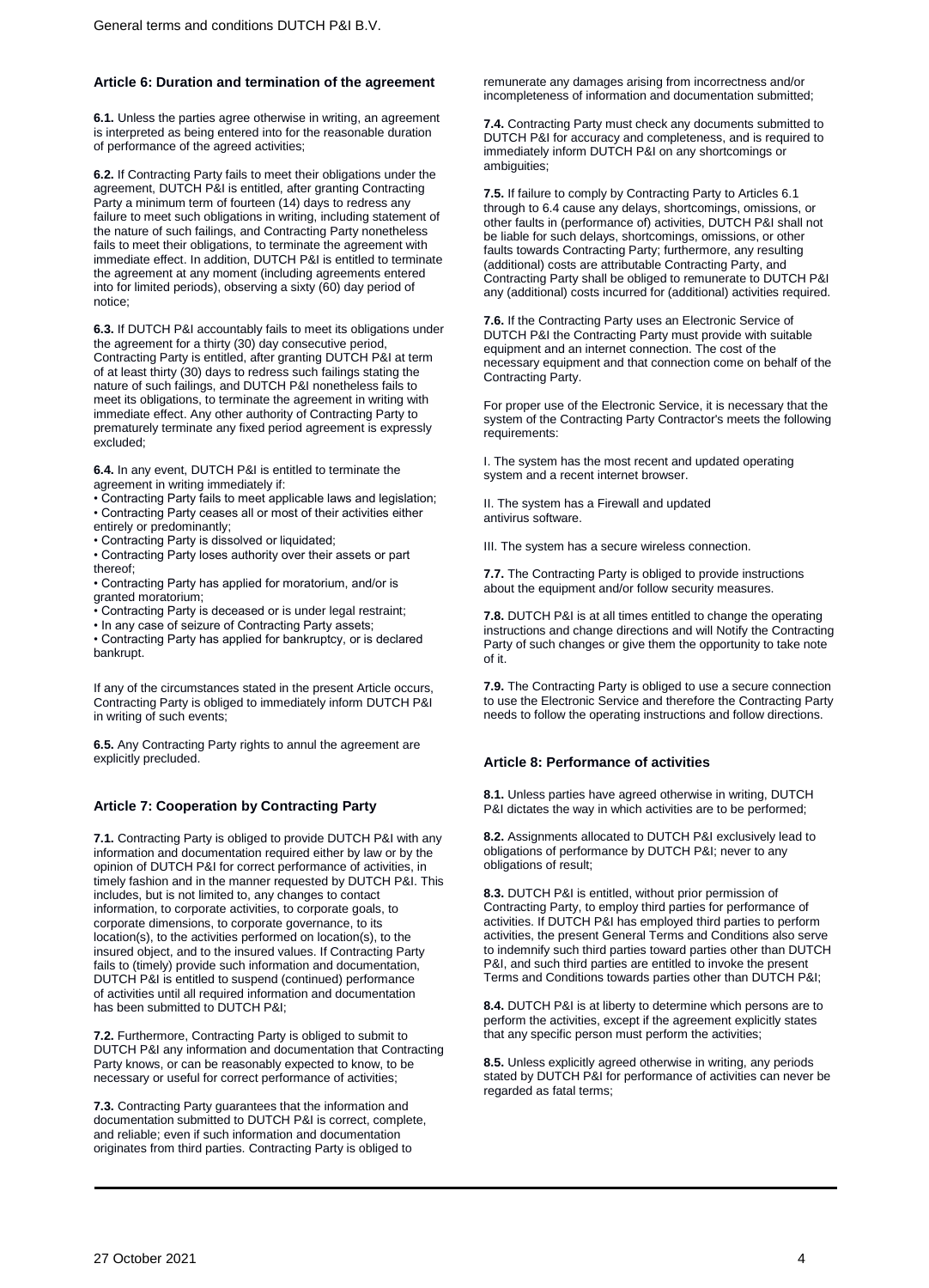## Article 6: Duration and termination of the agreement

**6.1.** Unless the parties agree otherwise in writing, an agreement is interpreted as being entered into for the reasonable duration of performance of the agreed activities;

**6.2.** If Contracting Party fails to meet their obligations under the agreement, DUTCH P&I is entitled, after granting Contracting Party a minimum term of fourteen (14) days to redress any failure to meet such obligations in writing, including statement of the nature of such failings, and Contracting Party nonetheless fails to meet their obligations, to terminate the agreement with immediate effect. In addition, DUTCH P&I is entitled to terminate the agreement at any moment (including agreements entered into for limited periods), observing a sixty (60) day period of notice;

**6.3.** If DUTCH P&I accountably fails to meet its obligations under the agreement for a thirty (30) day consecutive period, Contracting Party is entitled, after granting DUTCH P&I at term of at least thirty (30) days to redress such failings stating the nature of such failings, and DUTCH P&I nonetheless fails to meet its obligations, to terminate the agreement in writing with immediate effect. Any other authority of Contracting Party to prematurely terminate any fixed period agreement is expressly excluded;

**6.4.** In any event, DUTCH P&I is entitled to terminate the agreement in writing immediately if:

- Contracting Party fails to meet applicable laws and legislation;
- Contracting Party ceases all or most of their activities either entirely or predominantly;
- Contracting Party is dissolved or liquidated;
- Contracting Party loses authority over their assets or part thereof;
- Contracting Party has applied for moratorium, and/or is granted moratorium;
- Contracting Party is deceased or is under legal restraint;
- In any case of seizure of Contracting Party assets;
- Contracting Party has applied for bankruptcy, or is declared bankrupt.

If any of the circumstances stated in the present Article occurs, Contracting Party is obliged to immediately inform DUTCH P&I in writing of such events;

**6.5.** Any Contracting Party rights to annul the agreement are explicitly precluded.

## Article 7: Cooperation by Contracting Party

**7.1.** Contracting Party is obliged to provide DUTCH P&I with any information and documentation required either by law or by the opinion of DUTCH P&I for correct performance of activities, in timely fashion and in the manner requested by DUTCH P&I. This includes, but is not limited to, any changes to contact information, to corporate activities, to corporate goals, to corporate dimensions, to corporate governance, to its location(s), to the activities performed on location(s), to the insured object, and to the insured values. If Contracting Party fails to (timely) provide such information and documentation, DUTCH P&I is entitled to suspend (continued) performance of activities until all required information and documentation has been submitted to DUTCH P&I;

**7.2.** Furthermore, Contracting Party is obliged to submit to DUTCH P&I any information and documentation that Contracting Party knows, or can be reasonably expected to know, to be necessary or useful for correct performance of activities;

**7.3.** Contracting Party guarantees that the information and documentation submitted to DUTCH P&I is correct, complete, and reliable; even if such information and documentation originates from third parties. Contracting Party is obliged to remunerate any damages arising from incorrectness and/or incompleteness of information and documentation submitted;

**7.4.** Contracting Party must check any documents submitted to DUTCH P&I for accuracy and completeness, and is required to immediately inform DUTCH P&I on any shortcomings or ambiguities;

**7.5.** If failure to comply by Contracting Party to Articles 6.1 through to 6.4 cause any delays, shortcomings, omissions, or other faults in (performance of) activities, DUTCH P&I shall not be liable for such delays, shortcomings, omissions, or other faults towards Contracting Party; furthermore, any resulting (additional) costs are attributable Contracting Party, and Contracting Party shall be obliged to remunerate to DUTCH P&I any (additional) costs incurred for (additional) activities required.

**7.6.** If the Contracting Party uses an Electronic Service of DUTCH P&I the Contracting Party must provide with suitable equipment and an internet connection. The cost of the necessary equipment and that connection come on behalf of the Contracting Party.

For proper use of the Electronic Service, it is necessary that the system of the Contracting Party Contractor's meets the following requirements:

I. The system has the most recent and updated operating system and a recent internet browser.

II. The system has a Firewall and updated antivirus software.

III. The system has a secure wireless connection.

**7.7.** The Contracting Party is obliged to provide instructions about the equipment and/or follow security measures.

**7.8.** DUTCH P&I is at all times entitled to change the operating instructions and change directions and will Notify the Contracting Party of such changes or give them the opportunity to take note of it.

**7.9.** The Contracting Party is obliged to use a secure connection to use the Electronic Service and therefore the Contracting Party needs to follow the operating instructions and follow directions.

## Article 8: Performance of activities

**8.1.** Unless parties have agreed otherwise in writing, DUTCH P&I dictates the way in which activities are to be performed;

**8.2.** Assignments allocated to DUTCH P&I exclusively lead to obligations of performance by DUTCH P&I; never to any obligations of result;

**8.3.** DUTCH P&I is entitled, without prior permission of Contracting Party, to employ third parties for performance of activities. If DUTCH P&I has employed third parties to perform activities, the present General Terms and Conditions also serve to indemnify such third parties toward parties other than DUTCH P&I, and such third parties are entitled to invoke the present Terms and Conditions towards parties other than DUTCH P&I;

**8.4.** DUTCH P&I is at liberty to determine which persons are to perform the activities, except if the agreement explicitly states that any specific person must perform the activities;

**8.5.** Unless explicitly agreed otherwise in writing, any periods stated by DUTCH P&I for performance of activities can never be regarded as fatal terms;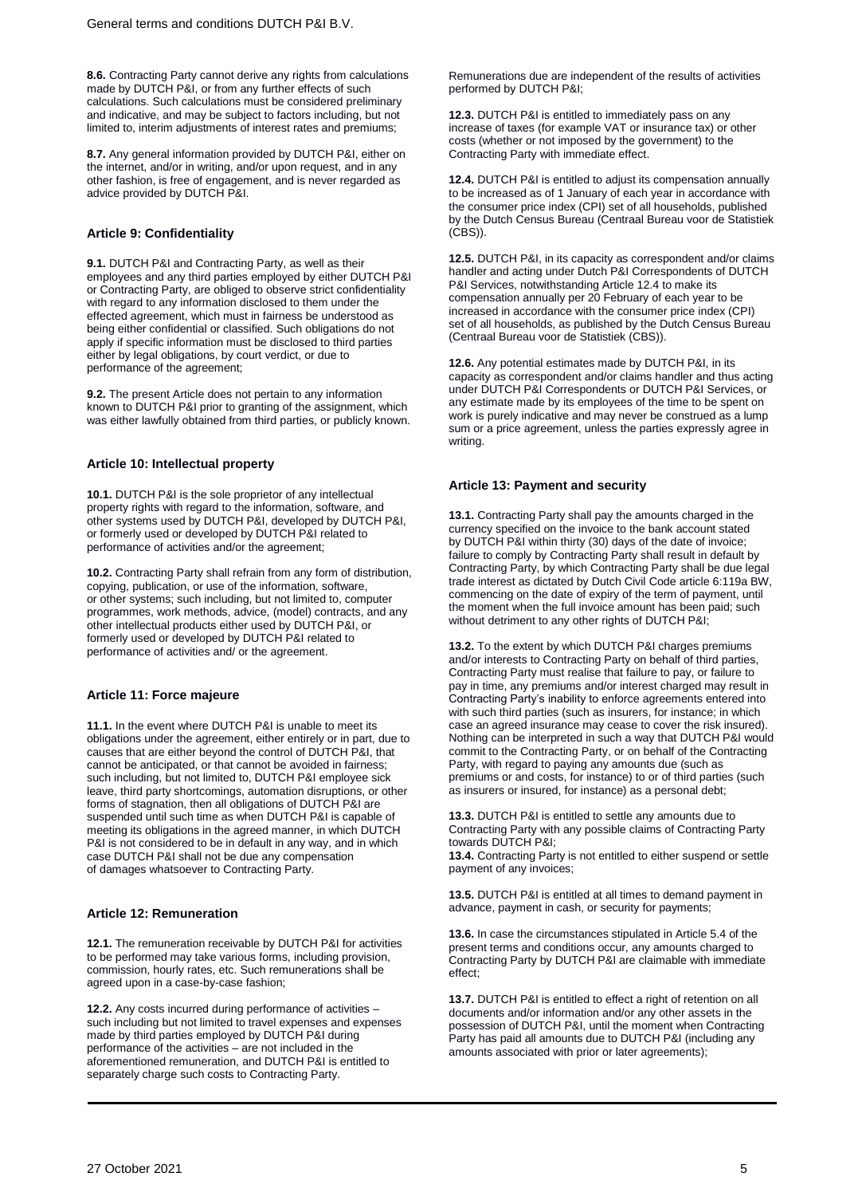**8.6.** Contracting Party cannot derive any rights from calculations made by DUTCH P&I, or from any further effects of such calculations. Such calculations must be considered preliminary and indicative, and may be subject to factors including, but not limited to, interim adjustments of interest rates and premiums;

**8.7.** Any general information provided by DUTCH P&I, either on the internet, and/or in writing, and/or upon request, and in any other fashion, is free of engagement, and is never regarded as advice provided by DUTCH P&I.

### Article 9: Confidentiality

**9.1.** DUTCH P&I and Contracting Party, as well as their employees and any third parties employed by either DUTCH P&I or Contracting Party, are obliged to observe strict confidentiality with regard to any information disclosed to them under the effected agreement, which must in fairness be understood as being either confidential or classified. Such obligations do not apply if specific information must be disclosed to third parties either by legal obligations, by court verdict, or due to performance of the agreement;

**9.2.** The present Article does not pertain to any information known to DUTCH P&I prior to granting of the assignment, which was either lawfully obtained from third parties, or publicly known.

### Article 10: Intellectual property

**10.1.** DUTCH P&I is the sole proprietor of any intellectual property rights with regard to the information, software, and other systems used by DUTCH P&I, developed by DUTCH P&I, or formerly used or developed by DUTCH P&I related to performance of activities and/or the agreement;

**10.2.** Contracting Party shall refrain from any form of distribution, copying, publication, or use of the information, software, or other systems; such including, but not limited to, computer programmes, work methods, advice, (model) contracts, and any other intellectual products either used by DUTCH P&I, or formerly used or developed by DUTCH P&I related to performance of activities and/ or the agreement.

### Article 11: Force majeure

**11.1.** In the event where DUTCH P&I is unable to meet its obligations under the agreement, either entirely or in part, due to causes that are either beyond the control of DUTCH P&I, that cannot be anticipated, or that cannot be avoided in fairness; such including, but not limited to, DUTCH P&I employee sick leave, third party shortcomings, automation disruptions, or other forms of stagnation, then all obligations of DUTCH P&I are suspended until such time as when DUTCH P&I is capable of meeting its obligations in the agreed manner, in which DUTCH P&I is not considered to be in default in any way, and in which case DUTCH P&I shall not be due any compensation of damages whatsoever to Contracting Party.

### Article 12: Remuneration

**12.1.** The remuneration receivable by DUTCH P&I for activities to be performed may take various forms, including provision, commission, hourly rates, etc. Such remunerations shall be agreed upon in a case-by-case fashion;

**12.2.** Any costs incurred during performance of activities – such including but not limited to travel expenses and expenses made by third parties employed by DUTCH P&I during performance of the activities – are not included in the aforementioned remuneration, and DUTCH P&I is entitled to separately charge such costs to Contracting Party. Remunerations due are independent of the results of activities performed by DUTCH P&I;

**12.3.** DUTCH P&I is entitled to immediately pass on any increase of taxes (for example VAT or insurance tax) or other costs (whether or not imposed by the government) to the Contracting Party with immediate effect.

**12.4.** DUTCH P&I is entitled to adjust its compensation annually to be increased as of 1 January of each year in accordance with the consumer price index (CPI) set of all households, published by the Dutch Census Bureau (Centraal Bureau voor de Statistiek (CBS)).

**12.5.** DUTCH P&I, in its capacity as correspondent and/or claims handler and acting under Dutch P&I Correspondents of DUTCH P&I Services, notwithstanding Article 12.4 to make its compensation annually per 20 February of each year to be increased in accordance with the consumer price index (CPI) set of all households, as published by the Dutch Census Bureau (Centraal Bureau voor de Statistiek (CBS)).

**12.6.** Any potential estimates made by DUTCH P&I, in its capacity as correspondent and/or claims handler and thus acting under DUTCH P&I Correspondents or DUTCH P&I Services, or any estimate made by its employees of the time to be spent on work is purely indicative and may never be construed as a lump sum or a price agreement, unless the parties expressly agree in writing.

### Article 13: Payment and security

**13.1.** Contracting Party shall pay the amounts charged in the currency specified on the invoice to the bank account stated by DUTCH P&I within thirty (30) days of the date of invoice; failure to comply by Contracting Party shall result in default by Contracting Party, by which Contracting Party shall be due legal trade interest as dictated by Dutch Civil Code article 6:119a BW, commencing on the date of expiry of the term of payment, until the moment when the full invoice amount has been paid; such without detriment to any other rights of DUTCH P&I;

**13.2.** To the extent by which DUTCH P&I charges premiums and/or interests to Contracting Party on behalf of third parties, Contracting Party must realise that failure to pay, or failure to pay in time, any premiums and/or interest charged may result in Contracting Party's inability to enforce agreements entered into with such third parties (such as insurers, for instance; in which case an agreed insurance may cease to cover the risk insured). Nothing can be interpreted in such a way that DUTCH P&I would commit to the Contracting Party, or on behalf of the Contracting Party, with regard to paying any amounts due (such as premiums or and costs, for instance) to or of third parties (such as insurers or insured, for instance) as a personal debt;

**13.3.** DUTCH P&I is entitled to settle any amounts due to Contracting Party with any possible claims of Contracting Party towards DUTCH P&I;

**13.4.** Contracting Party is not entitled to either suspend or settle payment of any invoices;

**13.5.** DUTCH P&I is entitled at all times to demand payment in advance, payment in cash, or security for payments;

**13.6.** In case the circumstances stipulated in Article 5.4 of the present terms and conditions occur, any amounts charged to Contracting Party by DUTCH P&I are claimable with immediate effect;

**13.7.** DUTCH P&I is entitled to effect a right of retention on all documents and/or information and/or any other assets in the possession of DUTCH P&I, until the moment when Contracting Party has paid all amounts due to DUTCH P&I (including any amounts associated with prior or later agreements);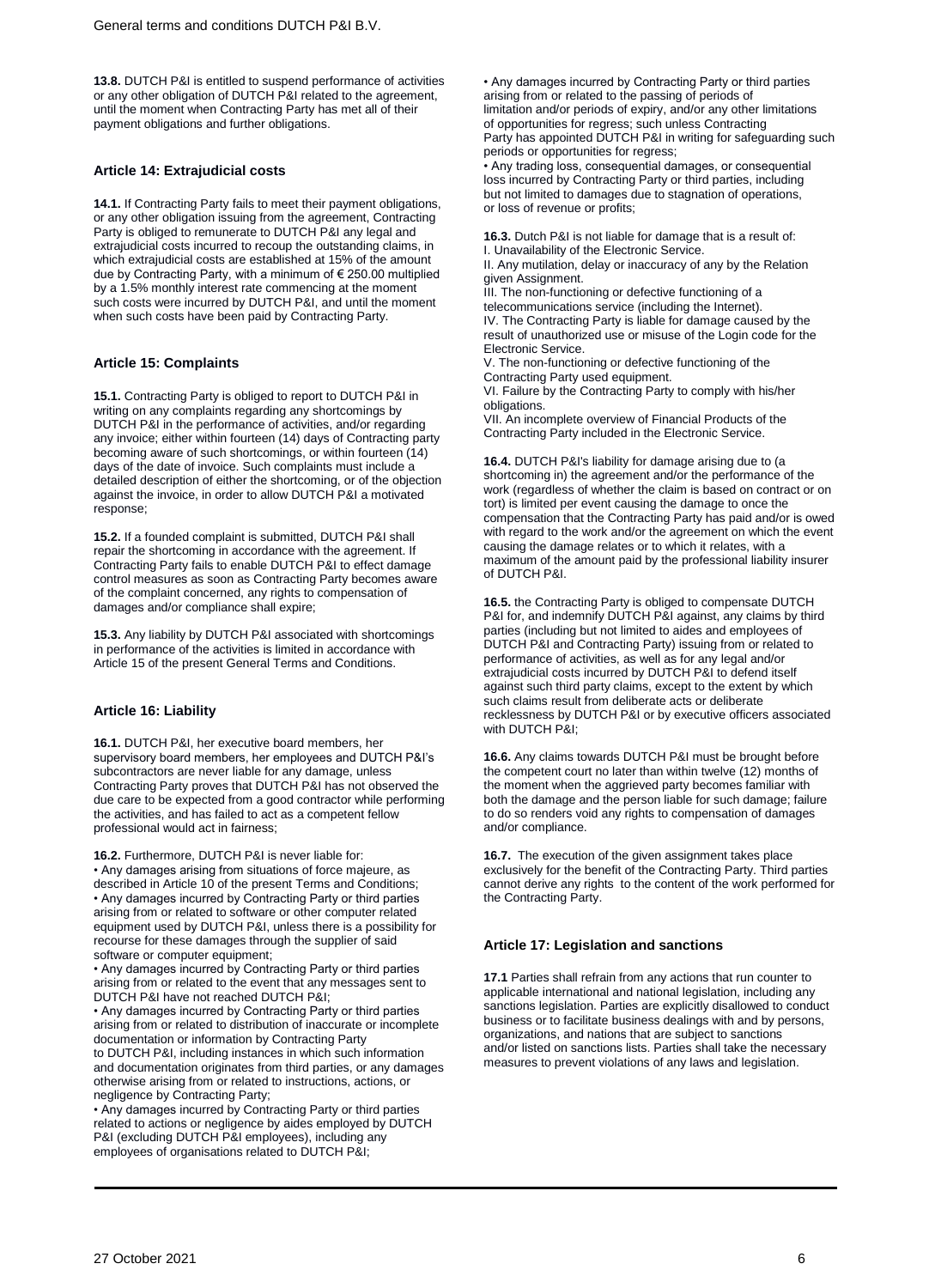**13.8.** DUTCH P&I is entitled to suspend performance of activities or any other obligation of DUTCH P&I related to the agreement, until the moment when Contracting Party has met all of their payment obligations and further obligations.

### Article 14: Extrajudicial costs

**14.1.** If Contracting Party fails to meet their payment obligations, or any other obligation issuing from the agreement, Contracting Party is obliged to remunerate to DUTCH P&I any legal and extrajudicial costs incurred to recoup the outstanding claims, in which extrajudicial costs are established at 15% of the amount due by Contracting Party, with a minimum of € 250.00 multiplied by a 1.5% monthly interest rate commencing at the moment such costs were incurred by DUTCH P&I, and until the moment when such costs have been paid by Contracting Party.

### Article 15: Complaints

**15.1.** Contracting Party is obliged to report to DUTCH P&I in writing on any complaints regarding any shortcomings by DUTCH P&I in the performance of activities, and/or regarding any invoice; either within fourteen (14) days of Contracting party becoming aware of such shortcomings, or within fourteen (14) days of the date of invoice. Such complaints must include a detailed description of either the shortcoming, or of the objection against the invoice, in order to allow DUTCH P&I a motivated response;

**15.2.** If a founded complaint is submitted, DUTCH P&I shall repair the shortcoming in accordance with the agreement. If Contracting Party fails to enable DUTCH P&I to effect damage control measures as soon as Contracting Party becomes aware of the complaint concerned, any rights to compensation of damages and/or compliance shall expire;

**15.3.** Any liability by DUTCH P&I associated with shortcomings in performance of the activities is limited in accordance with Article 15 of the present General Terms and Conditions.

### Article 16: Liability

**16.1.** DUTCH P&I, her executive board members, her supervisory board members, her employees and DUTCH P&I's subcontractors are never liable for any damage, unless Contracting Party proves that DUTCH P&I has not observed the due care to be expected from a good contractor while performing the activities, and has failed to act as a competent fellow professional would act in fairness;

**16.2.** Furthermore, DUTCH P&I is never liable for:

- Any damages arising from situations of force majeure, as described in Article 10 of the present Terms and Conditions;
- Any damages incurred by Contracting Party or third parties arising from or related to software or other computer related equipment used by DUTCH P&I, unless there is a possibility for recourse for these damages through the supplier of said software or computer equipment;
- Any damages incurred by Contracting Party or third parties arising from or related to the event that any messages sent to DUTCH P&I have not reached DUTCH P&I;
- Any damages incurred by Contracting Party or third parties arising from or related to distribution of inaccurate or incomplete documentation or information by Contracting Party to DUTCH P&I, including instances in which such information and documentation originates from third parties, or any damages otherwise arising from or related to instructions, actions, or negligence by Contracting Party;
- Any damages incurred by Contracting Party or third parties related to actions or negligence by aides employed by DUTCH P&I (excluding DUTCH P&I employees), including any employees of organisations related to DUTCH P&I;
- Any damages incurred by Contracting Party or third parties arising from or related to the passing of periods of limitation and/or periods of expiry, and/or any other limitations of opportunities for regress; such unless Contracting Party has appointed DUTCH P&I in writing for safeguarding such periods or opportunities for regress;
- Any trading loss, consequential damages, or consequential loss incurred by Contracting Party or third parties, including but not limited to damages due to stagnation of operations, or loss of revenue or profits;

**16.3.** Dutch P&I is not liable for damage that is a result of:
I. Unavailability of the Electronic Service.
II. Any mutilation, delay or inaccuracy of any by the Relation given Assignment.
III. The non-functioning or defective functioning of a telecommunications service (including the Internet).
IV. The Contracting Party is liable for damage caused by the result of unauthorized use or misuse of the Login code for the Electronic Service.
V. The non-functioning or defective functioning of the Contracting Party used equipment.
VI. Failure by the Contracting Party to comply with his/her obligations.
VII. An incomplete overview of Financial Products of the Contracting Party included in the Electronic Service.

**16.4.** DUTCH P&I's liability for damage arising due to (a shortcoming in) the agreement and/or the performance of the work (regardless of whether the claim is based on contract or on tort) is limited per event causing the damage to once the compensation that the Contracting Party has paid and/or is owed with regard to the work and/or the agreement on which the event causing the damage relates or to which it relates, with a maximum of the amount paid by the professional liability insurer of DUTCH P&I.

**16.5.** the Contracting Party is obliged to compensate DUTCH P&I for, and indemnify DUTCH P&I against, any claims by third parties (including but not limited to aides and employees of DUTCH P&I and Contracting Party) issuing from or related to performance of activities, as well as for any legal and/or extrajudicial costs incurred by DUTCH P&I to defend itself against such third party claims, except to the extent by which such claims result from deliberate acts or deliberate recklessness by DUTCH P&I or by executive officers associated with DUTCH P&I;

**16.6.** Any claims towards DUTCH P&I must be brought before the competent court no later than within twelve (12) months of the moment when the aggrieved party becomes familiar with both the damage and the person liable for such damage; failure to do so renders void any rights to compensation of damages and/or compliance.

**16.7.** The execution of the given assignment takes place exclusively for the benefit of the Contracting Party. Third parties cannot derive any rights to the content of the work performed for the Contracting Party.

### Article 17: Legislation and sanctions

**17.1** Parties shall refrain from any actions that run counter to applicable international and national legislation, including any sanctions legislation. Parties are explicitly disallowed to conduct business or to facilitate business dealings with and by persons, organizations, and nations that are subject to sanctions and/or listed on sanctions lists. Parties shall take the necessary measures to prevent violations of any laws and legislation.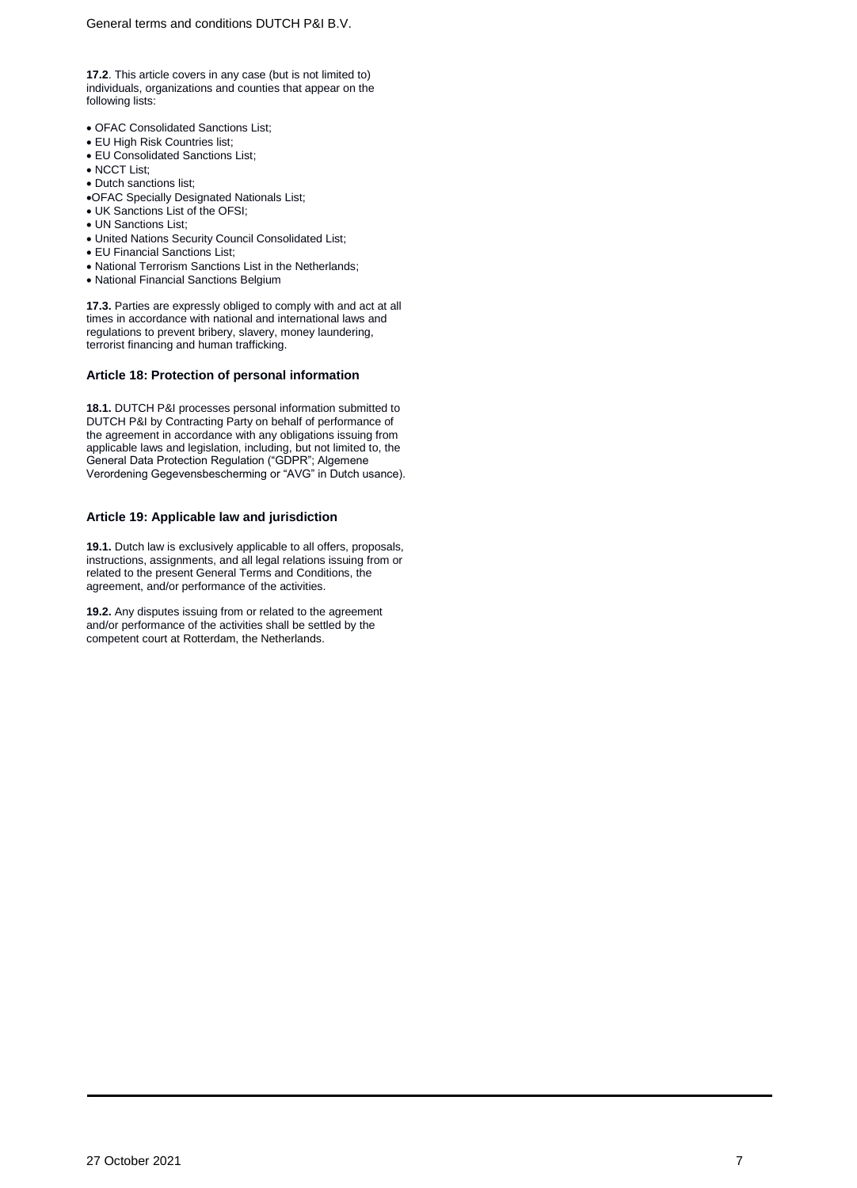**17.2**. This article covers in any case (but is not limited to) individuals, organizations and counties that appear on the following lists:

- OFAC Consolidated Sanctions List;
- EU High Risk Countries list;
- EU Consolidated Sanctions List;
- NCCT List;
- Dutch sanctions list;
- OFAC Specially Designated Nationals List;
- UK Sanctions List of the OFSI;
- UN Sanctions List;
- United Nations Security Council Consolidated List;
- EU Financial Sanctions List;
- National Terrorism Sanctions List in the Netherlands;
- National Financial Sanctions Belgium

**17.3.** Parties are expressly obliged to comply with and act at all times in accordance with national and international laws and regulations to prevent bribery, slavery, money laundering, terrorist financing and human trafficking.

### Article 18: Protection of personal information

**18.1.** DUTCH P&I processes personal information submitted to DUTCH P&I by Contracting Party on behalf of performance of the agreement in accordance with any obligations issuing from applicable laws and legislation, including, but not limited to, the General Data Protection Regulation ("GDPR"; Algemene Verordening Gegevensbescherming or "AVG" in Dutch usance).

### Article 19: Applicable law and jurisdiction

**19.1.** Dutch law is exclusively applicable to all offers, proposals, instructions, assignments, and all legal relations issuing from or related to the present General Terms and Conditions, the agreement, and/or performance of the activities.

**19.2.** Any disputes issuing from or related to the agreement and/or performance of the activities shall be settled by the competent court at Rotterdam, the Netherlands.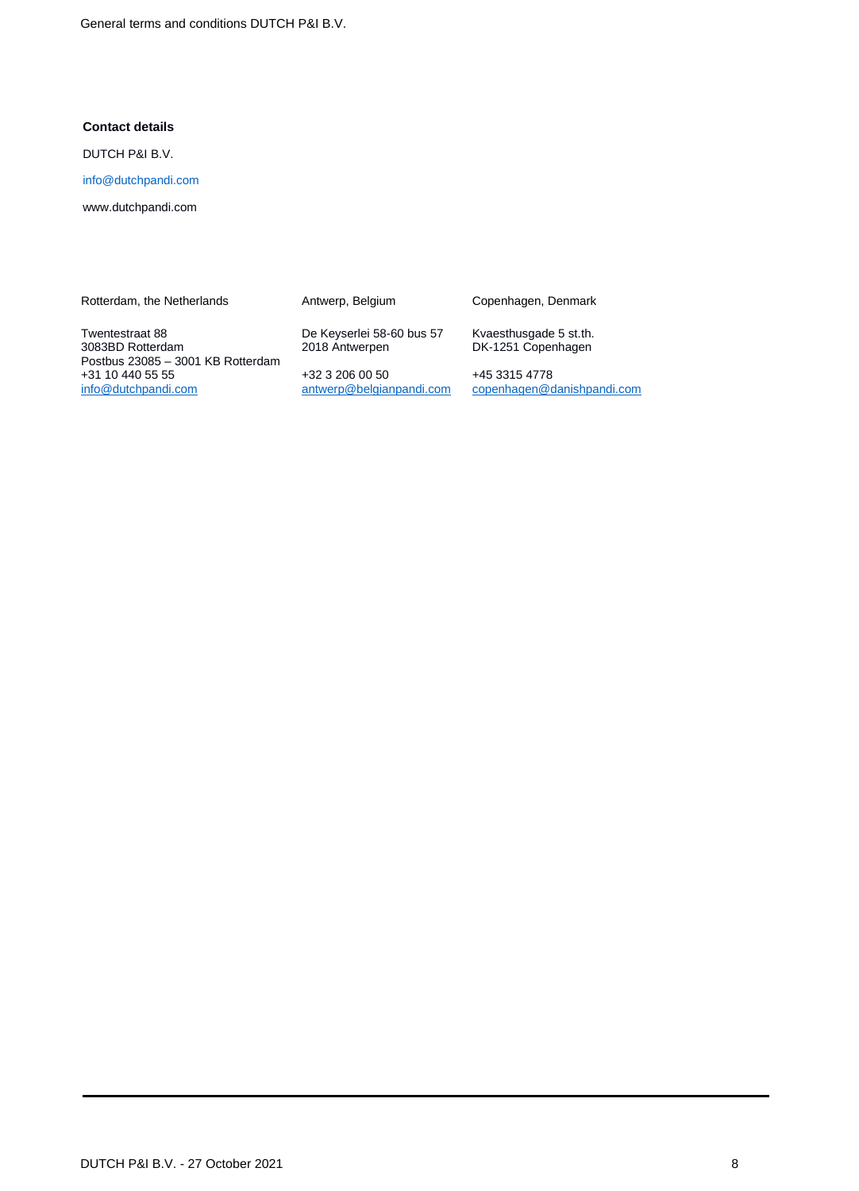**Contact details**

DUTCH P&I B.V.

info@dutchpandi.com

www.dutchpandi.com

Rotterdam, the Netherlands

Twentestraat 88
3083BD Rotterdam
Postbus 23085 – 3001 KB Rotterdam
+31 10 440 55 55
info@dutchpandi.com

Antwerp, Belgium

De Keyserlei 58-60 bus 57
2018 Antwerpen

+32 3 206 00 50
antwerp@belgianpandi.com

Copenhagen, Denmark

Kvaesthusgade 5 st.th.
DK-1251 Copenhagen

+45 3315 4778
copenhagen@danishpandi.com